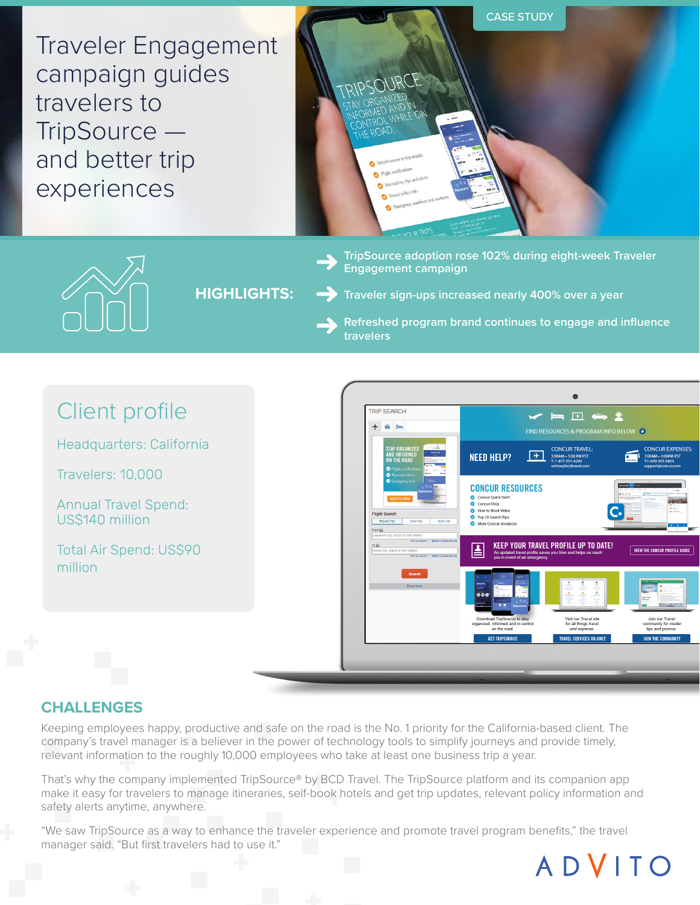CASE STUDY

# Traveler Engagement campaign guides travelers to TripSource — and better trip experiences

## HIGHLIGHTS:

- TripSource adoption rose 102% during eight-week Traveler Engagement campaign
- Traveler sign-ups increased nearly 400% over a year
- Refreshed program brand continues to engage and influence travelers

## Client profile

Headquarters: California

Travelers: 10,000

Annual Travel Spend: US$140 million

Total Air Spend: US$90 million

## CHALLENGES

Keeping employees happy, productive and safe on the road is the No. 1 priority for the California-based client. The company's travel manager is a believer in the power of technology tools to simplify journeys and provide timely, relevant information to the roughly 10,000 employees who take at least one business trip a year.

That's why the company implemented TripSource® by BCD Travel. The TripSource platform and its companion app make it easy for travelers to manage itineraries, self-book hotels and get trip updates, relevant policy information and safety alerts anytime, anywhere.

"We saw TripSource as a way to enhance the traveler experience and promote travel program benefits," the travel manager said. "But first travelers had to use it."

ADVITO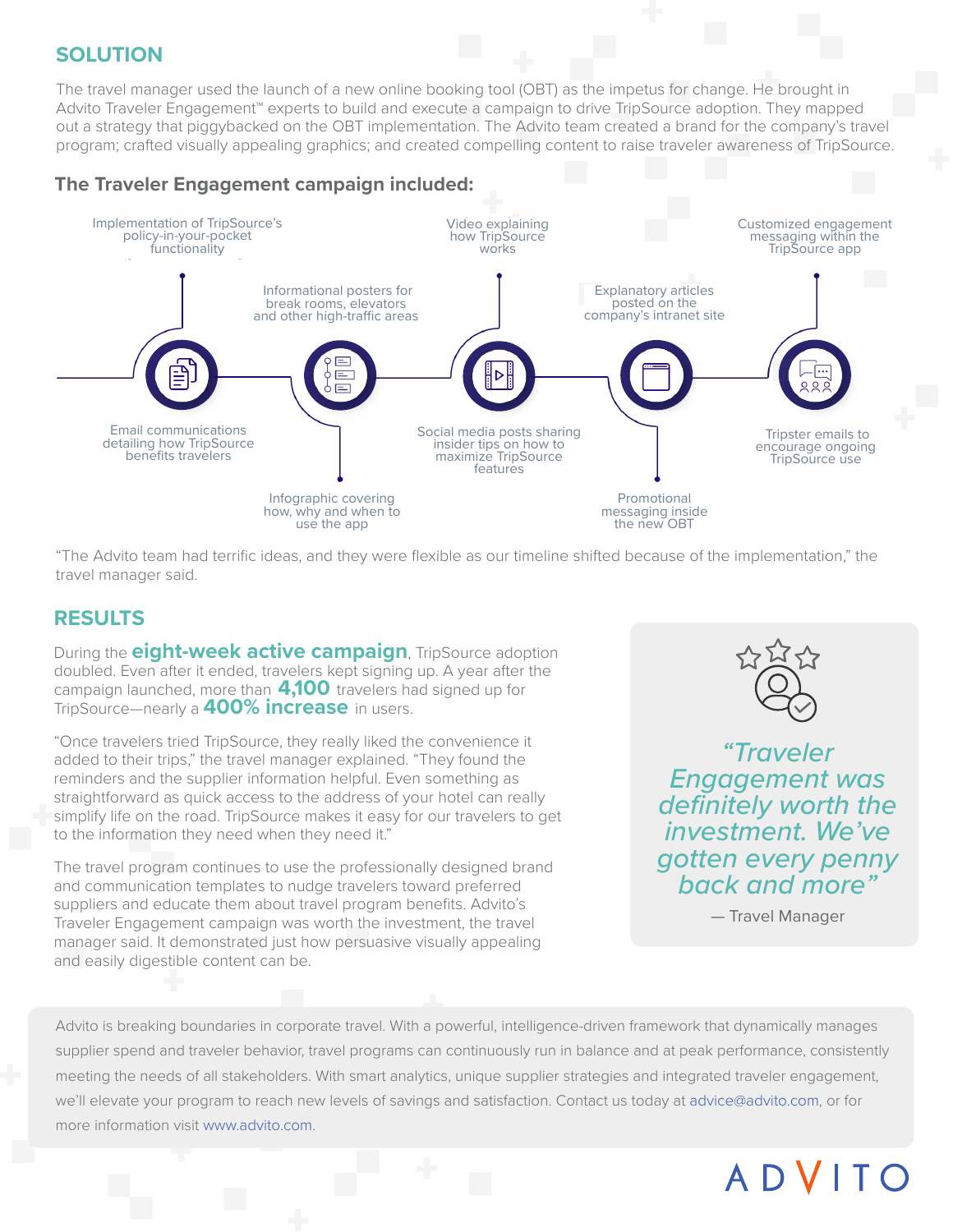## SOLUTION

The travel manager used the launch of a new online booking tool (OBT) as the impetus for change. He brought in Advito Traveler Engagement™ experts to build and execute a campaign to drive TripSource adoption. They mapped out a strategy that piggybacked on the OBT implementation. The Advito team created a brand for the company's travel program; crafted visually appealing graphics; and created compelling content to raise traveler awareness of TripSource.

### The Traveler Engagement campaign included:

- Implementation of TripSource's policy-in-your-pocket functionality
- Email communications detailing how TripSource benefits travelers
- Informational posters for break rooms, elevators and other high-traffic areas
- Infographic covering how, why and when to use the app
- Video explaining how TripSource works
- Social media posts sharing insider tips on how to maximize TripSource features
- Explanatory articles posted on the company's intranet site
- Promotional messaging inside the new OBT
- Customized engagement messaging within the TripSource app
- Tripster emails to encourage ongoing TripSource use

"The Advito team had terrific ideas, and they were flexible as our timeline shifted because of the implementation," the travel manager said.

## RESULTS

During the **eight-week active campaign**, TripSource adoption doubled. Even after it ended, travelers kept signing up. A year after the campaign launched, more than **4,100** travelers had signed up for TripSource—nearly a **400% increase** in users.

"Once travelers tried TripSource, they really liked the convenience it added to their trips," the travel manager explained. "They found the reminders and the supplier information helpful. Even something as straightforward as quick access to the address of your hotel can really simplify life on the road. TripSource makes it easy for our travelers to get to the information they need when they need it."

The travel program continues to use the professionally designed brand and communication templates to nudge travelers toward preferred suppliers and educate them about travel program benefits. Advito's Traveler Engagement campaign was worth the investment, the travel manager said. It demonstrated just how persuasive visually appealing and easily digestible content can be.

> *"Traveler Engagement was definitely worth the investment. We've gotten every penny back and more"*
>
> — Travel Manager

Advito is breaking boundaries in corporate travel. With a powerful, intelligence-driven framework that dynamically manages supplier spend and traveler behavior, travel programs can continuously run in balance and at peak performance, consistently meeting the needs of all stakeholders. With smart analytics, unique supplier strategies and integrated traveler engagement, we'll elevate your program to reach new levels of savings and satisfaction. Contact us today at advice@advito.com, or for more information visit www.advito.com.

ADVITO